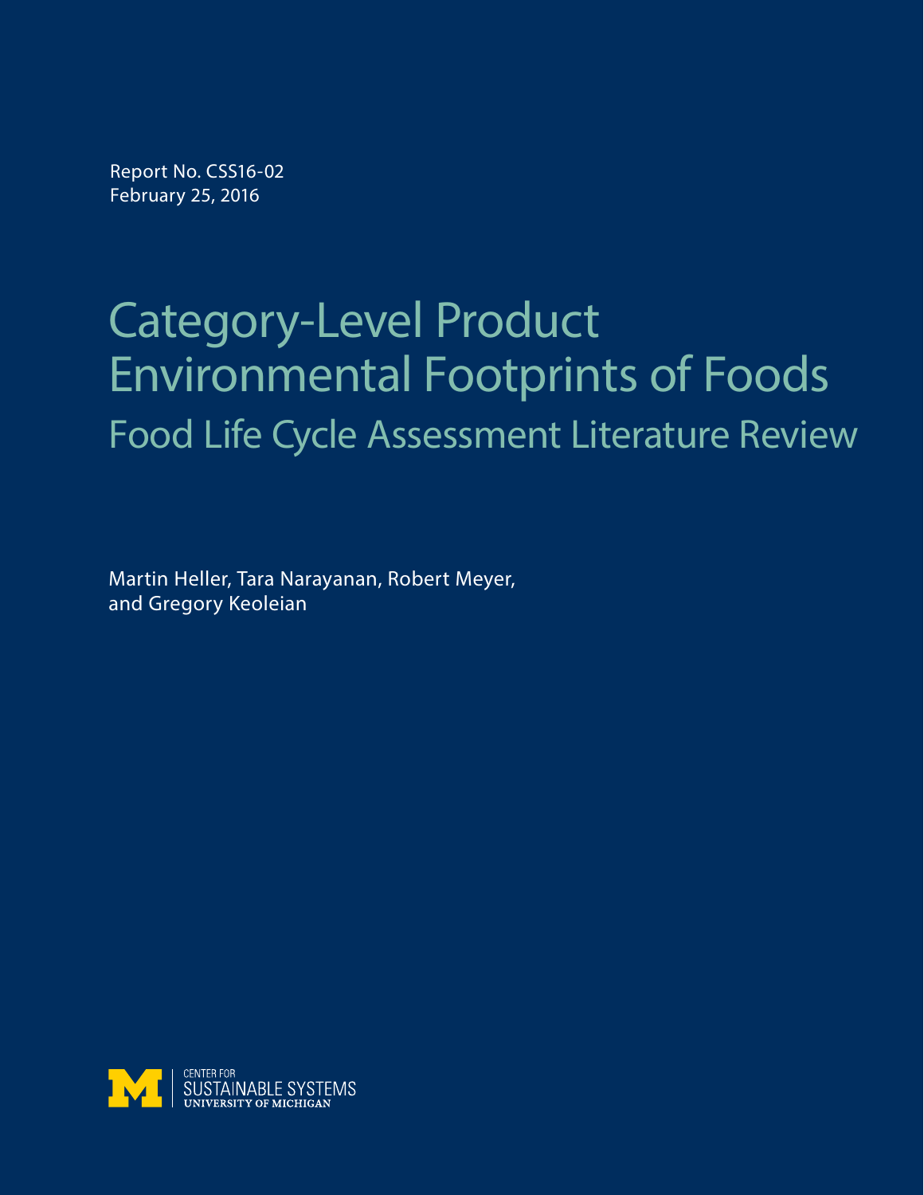Report No. CSS16-02
February 25, 2016

# Category-Level Product Environmental Footprints of Foods

## Food Life Cycle Assessment Literature Review

Martin Heller, Tara Narayanan, Robert Meyer, and Gregory Keoleian

CENTER FOR
SUSTAINABLE SYSTEMS
UNIVERSITY OF MICHIGAN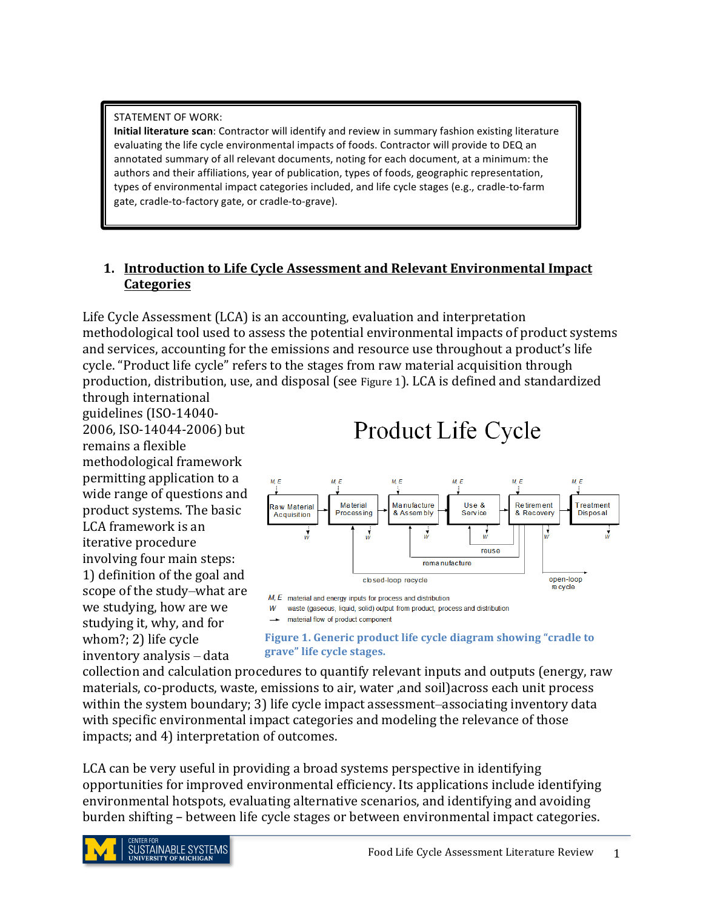STATEMENT OF WORK:
**Initial literature scan**: Contractor will identify and review in summary fashion existing literature evaluating the life cycle environmental impacts of foods. Contractor will provide to DEQ an annotated summary of all relevant documents, noting for each document, at a minimum: the authors and their affiliations, year of publication, types of foods, geographic representation, types of environmental impact categories included, and life cycle stages (e.g., cradle-to-farm gate, cradle-to-factory gate, or cradle-to-grave).

## 1. Introduction to Life Cycle Assessment and Relevant Environmental Impact Categories

Life Cycle Assessment (LCA) is an accounting, evaluation and interpretation methodological tool used to assess the potential environmental impacts of product systems and services, accounting for the emissions and resource use throughout a product's life cycle. "Product life cycle" refers to the stages from raw material acquisition through production, distribution, use, and disposal (see Figure 1). LCA is defined and standardized through international guidelines (ISO-14040-2006, ISO-14044-2006) but remains a flexible methodological framework permitting application to a wide range of questions and product systems. The basic LCA framework is an iterative procedure involving four main steps: 1) definition of the goal and scope of the study–what are we studying, how are we studying it, why, and for whom?; 2) life cycle inventory analysis – data collection and calculation procedures to quantify relevant inputs and outputs (energy, raw materials, co-products, waste, emissions to air, water ,and soil)across each unit process within the system boundary; 3) life cycle impact assessment–associating inventory data with specific environmental impact categories and modeling the relevance of those impacts; and 4) interpretation of outcomes.

Product Life Cycle

M, E material and energy inputs for process and distribution
W waste (gaseous, liquid, solid) output from product, process and distribution
→ material flow of product component

**Figure 1. Generic product life cycle diagram showing "cradle to grave" life cycle stages.**

LCA can be very useful in providing a broad systems perspective in identifying opportunities for improved environmental efficiency. Its applications include identifying environmental hotspots, evaluating alternative scenarios, and identifying and avoiding burden shifting – between life cycle stages or between environmental impact categories.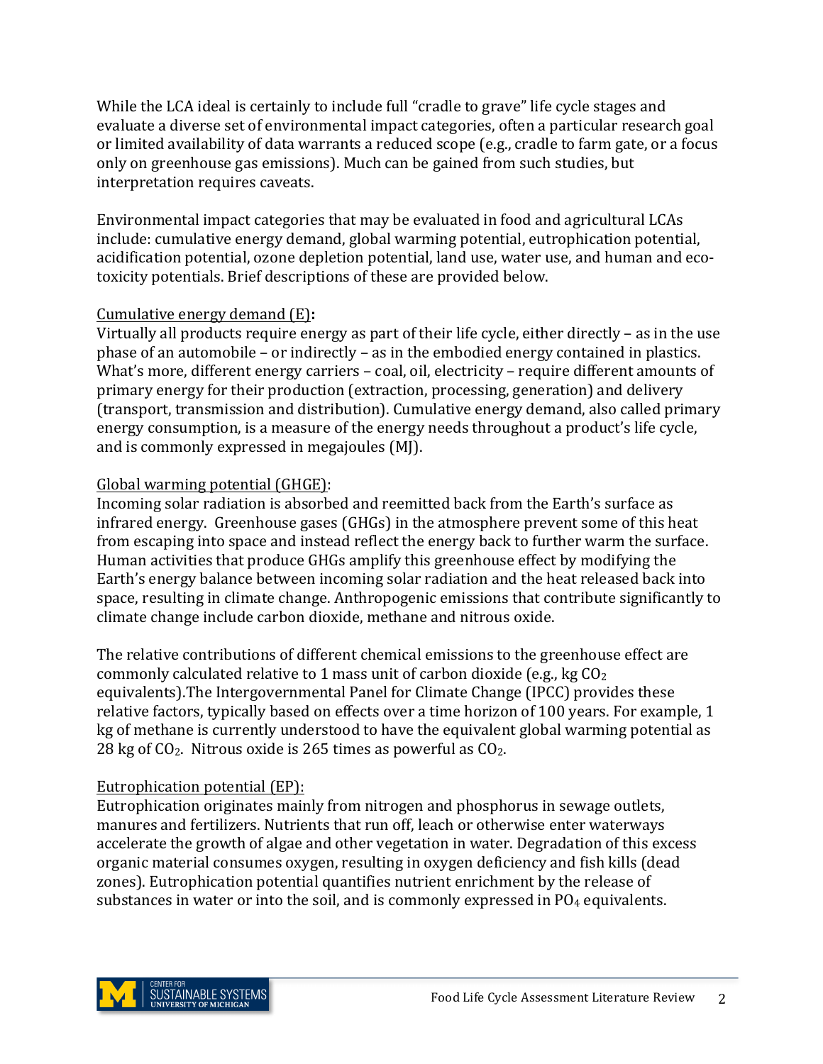While the LCA ideal is certainly to include full "cradle to grave" life cycle stages and evaluate a diverse set of environmental impact categories, often a particular research goal or limited availability of data warrants a reduced scope (e.g., cradle to farm gate, or a focus only on greenhouse gas emissions). Much can be gained from such studies, but interpretation requires caveats.

Environmental impact categories that may be evaluated in food and agricultural LCAs include: cumulative energy demand, global warming potential, eutrophication potential, acidification potential, ozone depletion potential, land use, water use, and human and eco-toxicity potentials. Brief descriptions of these are provided below.

Cumulative energy demand (E)**:**
Virtually all products require energy as part of their life cycle, either directly – as in the use phase of an automobile – or indirectly – as in the embodied energy contained in plastics. What's more, different energy carriers – coal, oil, electricity – require different amounts of primary energy for their production (extraction, processing, generation) and delivery (transport, transmission and distribution). Cumulative energy demand, also called primary energy consumption, is a measure of the energy needs throughout a product's life cycle, and is commonly expressed in megajoules (MJ).

Global warming potential (GHGE):
Incoming solar radiation is absorbed and reemitted back from the Earth's surface as infrared energy. Greenhouse gases (GHGs) in the atmosphere prevent some of this heat from escaping into space and instead reflect the energy back to further warm the surface. Human activities that produce GHGs amplify this greenhouse effect by modifying the Earth's energy balance between incoming solar radiation and the heat released back into space, resulting in climate change. Anthropogenic emissions that contribute significantly to climate change include carbon dioxide, methane and nitrous oxide.

The relative contributions of different chemical emissions to the greenhouse effect are commonly calculated relative to 1 mass unit of carbon dioxide (e.g., kg $CO_2$ equivalents).The Intergovernmental Panel for Climate Change (IPCC) provides these relative factors, typically based on effects over a time horizon of 100 years. For example, 1 kg of methane is currently understood to have the equivalent global warming potential as 28 kg of $CO_2$. Nitrous oxide is 265 times as powerful as $CO_2$.

Eutrophication potential (EP):
Eutrophication originates mainly from nitrogen and phosphorus in sewage outlets, manures and fertilizers. Nutrients that run off, leach or otherwise enter waterways accelerate the growth of algae and other vegetation in water. Degradation of this excess organic material consumes oxygen, resulting in oxygen deficiency and fish kills (dead zones). Eutrophication potential quantifies nutrient enrichment by the release of substances in water or into the soil, and is commonly expressed in $PO_4$ equivalents.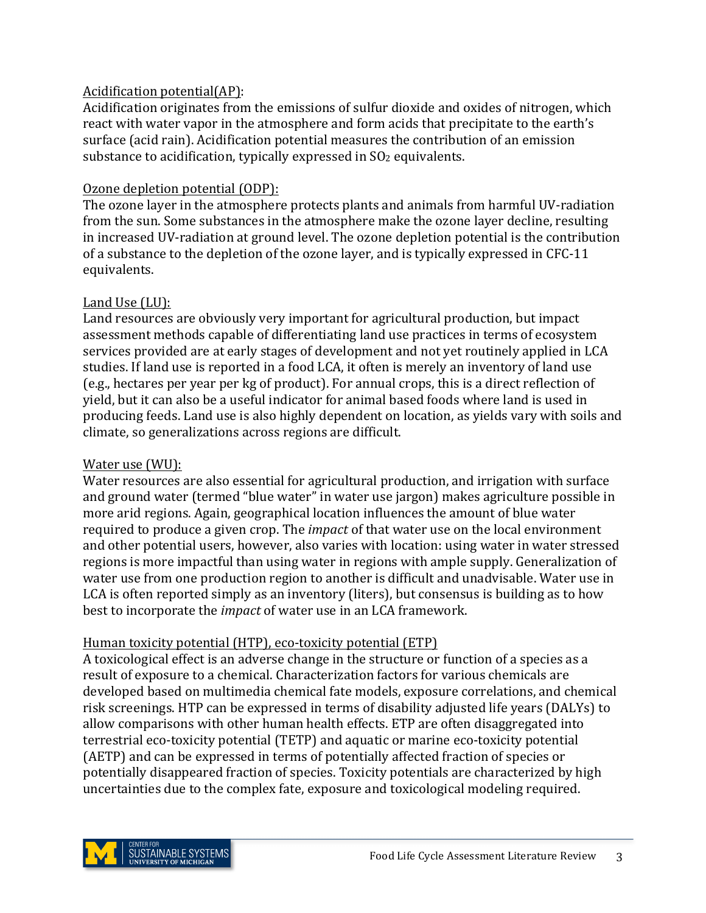Acidification potential(AP):
Acidification originates from the emissions of sulfur dioxide and oxides of nitrogen, which react with water vapor in the atmosphere and form acids that precipitate to the earth's surface (acid rain). Acidification potential measures the contribution of an emission substance to acidification, typically expressed in $SO_2$ equivalents.

Ozone depletion potential (ODP):
The ozone layer in the atmosphere protects plants and animals from harmful UV-radiation from the sun. Some substances in the atmosphere make the ozone layer decline, resulting in increased UV-radiation at ground level. The ozone depletion potential is the contribution of a substance to the depletion of the ozone layer, and is typically expressed in CFC-11 equivalents.

Land Use (LU):
Land resources are obviously very important for agricultural production, but impact assessment methods capable of differentiating land use practices in terms of ecosystem services provided are at early stages of development and not yet routinely applied in LCA studies. If land use is reported in a food LCA, it often is merely an inventory of land use (e.g., hectares per year per kg of product). For annual crops, this is a direct reflection of yield, but it can also be a useful indicator for animal based foods where land is used in producing feeds. Land use is also highly dependent on location, as yields vary with soils and climate, so generalizations across regions are difficult.

Water use (WU):
Water resources are also essential for agricultural production, and irrigation with surface and ground water (termed "blue water" in water use jargon) makes agriculture possible in more arid regions. Again, geographical location influences the amount of blue water required to produce a given crop. The *impact* of that water use on the local environment and other potential users, however, also varies with location: using water in water stressed regions is more impactful than using water in regions with ample supply. Generalization of water use from one production region to another is difficult and unadvisable. Water use in LCA is often reported simply as an inventory (liters), but consensus is building as to how best to incorporate the *impact* of water use in an LCA framework.

Human toxicity potential (HTP), eco-toxicity potential (ETP)
A toxicological effect is an adverse change in the structure or function of a species as a result of exposure to a chemical. Characterization factors for various chemicals are developed based on multimedia chemical fate models, exposure correlations, and chemical risk screenings. HTP can be expressed in terms of disability adjusted life years (DALYs) to allow comparisons with other human health effects. ETP are often disaggregated into terrestrial eco-toxicity potential (TETP) and aquatic or marine eco-toxicity potential (AETP) and can be expressed in terms of potentially affected fraction of species or potentially disappeared fraction of species. Toxicity potentials are characterized by high uncertainties due to the complex fate, exposure and toxicological modeling required.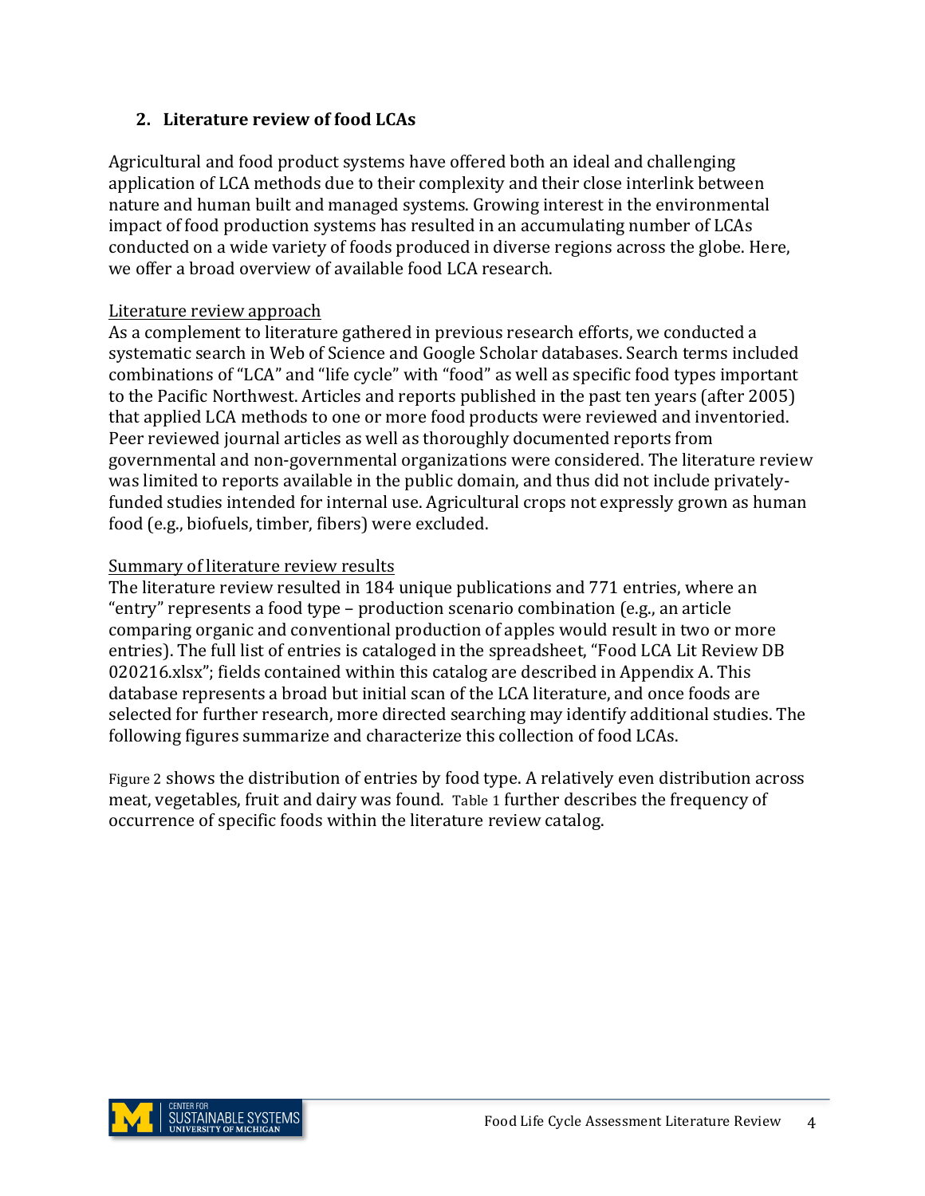## 2. Literature review of food LCAs

Agricultural and food product systems have offered both an ideal and challenging application of LCA methods due to their complexity and their close interlink between nature and human built and managed systems. Growing interest in the environmental impact of food production systems has resulted in an accumulating number of LCAs conducted on a wide variety of foods produced in diverse regions across the globe. Here, we offer a broad overview of available food LCA research.

### Literature review approach

As a complement to literature gathered in previous research efforts, we conducted a systematic search in Web of Science and Google Scholar databases. Search terms included combinations of "LCA" and "life cycle" with "food" as well as specific food types important to the Pacific Northwest. Articles and reports published in the past ten years (after 2005) that applied LCA methods to one or more food products were reviewed and inventoried. Peer reviewed journal articles as well as thoroughly documented reports from governmental and non-governmental organizations were considered. The literature review was limited to reports available in the public domain, and thus did not include privately-funded studies intended for internal use. Agricultural crops not expressly grown as human food (e.g., biofuels, timber, fibers) were excluded.

### Summary of literature review results

The literature review resulted in 184 unique publications and 771 entries, where an "entry" represents a food type – production scenario combination (e.g., an article comparing organic and conventional production of apples would result in two or more entries). The full list of entries is cataloged in the spreadsheet, "Food LCA Lit Review DB 020216.xlsx"; fields contained within this catalog are described in Appendix A. This database represents a broad but initial scan of the LCA literature, and once foods are selected for further research, more directed searching may identify additional studies. The following figures summarize and characterize this collection of food LCAs.

Figure 2 shows the distribution of entries by food type. A relatively even distribution across meat, vegetables, fruit and dairy was found. Table 1 further describes the frequency of occurrence of specific foods within the literature review catalog.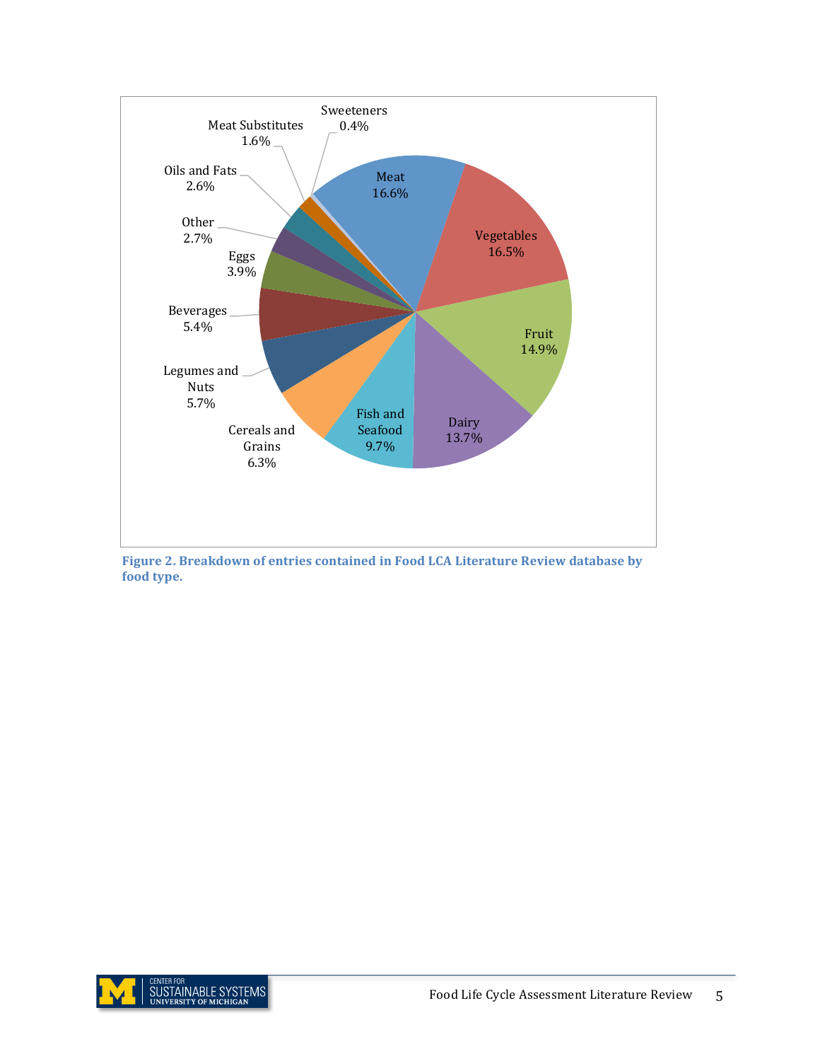| Food type | Percentage |
| --- | --- |
| Meat | 16.6% |
| Vegetables | 16.5% |
| Fruit | 14.9% |
| Dairy | 13.7% |
| Fish and Seafood | 9.7% |
| Cereals and Grains | 6.3% |
| Legumes and Nuts | 5.7% |
| Beverages | 5.4% |
| Eggs | 3.9% |
| Other | 2.7% |
| Oils and Fats | 2.6% |
| Meat Substitutes | 1.6% |
| Sweeteners | 0.4% |

**Figure 2. Breakdown of entries contained in Food LCA Literature Review database by food type.**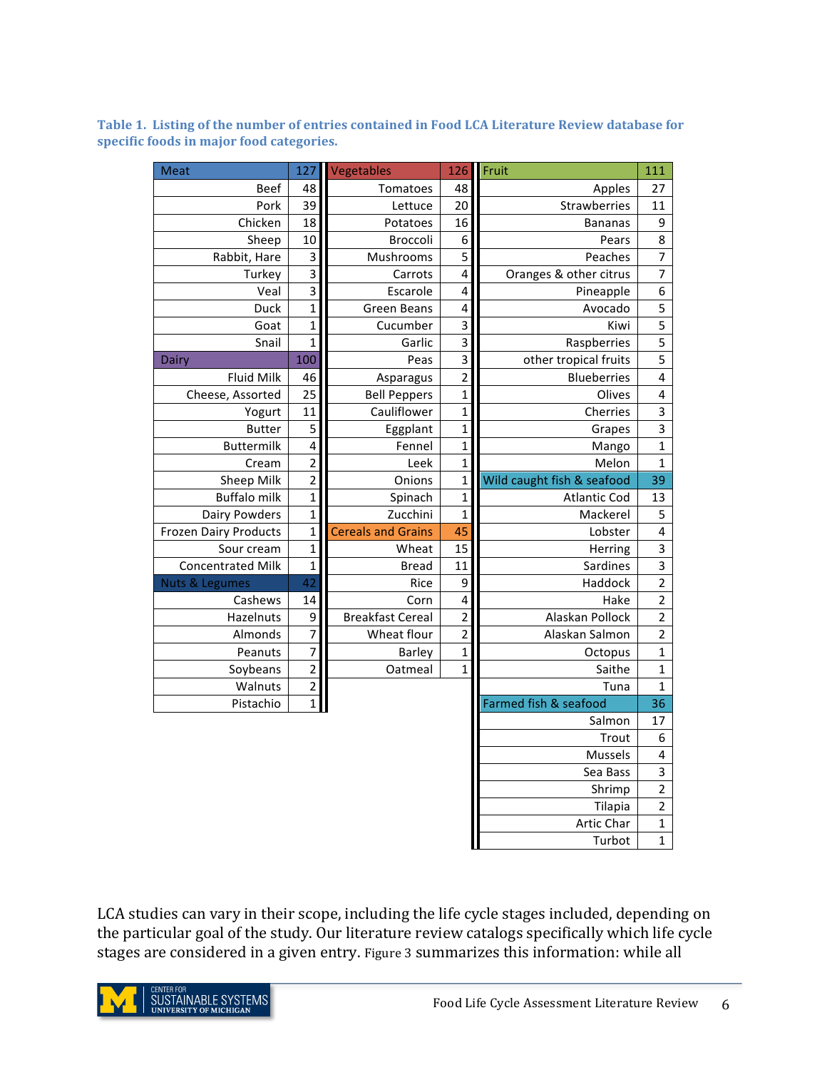**Table 1. Listing of the number of entries contained in Food LCA Literature Review database for specific foods in major food categories.**

| Meat | 127 | Vegetables | 126 | Fruit | 111 |
|---|---|---|---|---|---|
| Beef | 48 | Tomatoes | 48 | Apples | 27 |
| Pork | 39 | Lettuce | 20 | Strawberries | 11 |
| Chicken | 18 | Potatoes | 16 | Bananas | 9 |
| Sheep | 10 | Broccoli | 6 | Pears | 8 |
| Rabbit, Hare | 3 | Mushrooms | 5 | Peaches | 7 |
| Turkey | 3 | Carrots | 4 | Oranges & other citrus | 7 |
| Veal | 3 | Escarole | 4 | Pineapple | 6 |
| Duck | 1 | Green Beans | 4 | Avocado | 5 |
| Goat | 1 | Cucumber | 3 | Kiwi | 5 |
| Snail | 1 | Garlic | 3 | Raspberries | 5 |
| **Dairy** | **100** | Peas | 3 | other tropical fruits | 5 |
| Fluid Milk | 46 | Asparagus | 2 | Blueberries | 4 |
| Cheese, Assorted | 25 | Bell Peppers | 1 | Olives | 4 |
| Yogurt | 11 | Cauliflower | 1 | Cherries | 3 |
| Butter | 5 | Eggplant | 1 | Grapes | 3 |
| Buttermilk | 4 | Fennel | 1 | Mango | 1 |
| Cream | 2 | Leek | 1 | Melon | 1 |
| Sheep Milk | 2 | Onions | 1 | **Wild caught fish & seafood** | **39** |
| Buffalo milk | 1 | Spinach | 1 | Atlantic Cod | 13 |
| Dairy Powders | 1 | Zucchini | 1 | Mackerel | 5 |
| Frozen Dairy Products | 1 | **Cereals and Grains** | **45** | Lobster | 4 |
| Sour cream | 1 | Wheat | 15 | Herring | 3 |
| Concentrated Milk | 1 | Bread | 11 | Sardines | 3 |
| **Nuts & Legumes** | **42** | Rice | 9 | Haddock | 2 |
| Cashews | 14 | Corn | 4 | Hake | 2 |
| Hazelnuts | 9 | Breakfast Cereal | 2 | Alaskan Pollock | 2 |
| Almonds | 7 | Wheat flour | 2 | Alaskan Salmon | 2 |
| Peanuts | 7 | Barley | 1 | Octopus | 1 |
| Soybeans | 2 | Oatmeal | 1 | Saithe | 1 |
| Walnuts | 2 | | | Tuna | 1 |
| Pistachio | 1 | | | **Farmed fish & seafood** | **36** |
| | | | | Salmon | 17 |
| | | | | Trout | 6 |
| | | | | Mussels | 4 |
| | | | | Sea Bass | 3 |
| | | | | Shrimp | 2 |
| | | | | Tilapia | 2 |
| | | | | Artic Char | 1 |
| | | | | Turbot | 1 |

LCA studies can vary in their scope, including the life cycle stages included, depending on the particular goal of the study. Our literature review catalogs specifically which life cycle stages are considered in a given entry. Figure 3 summarizes this information: while all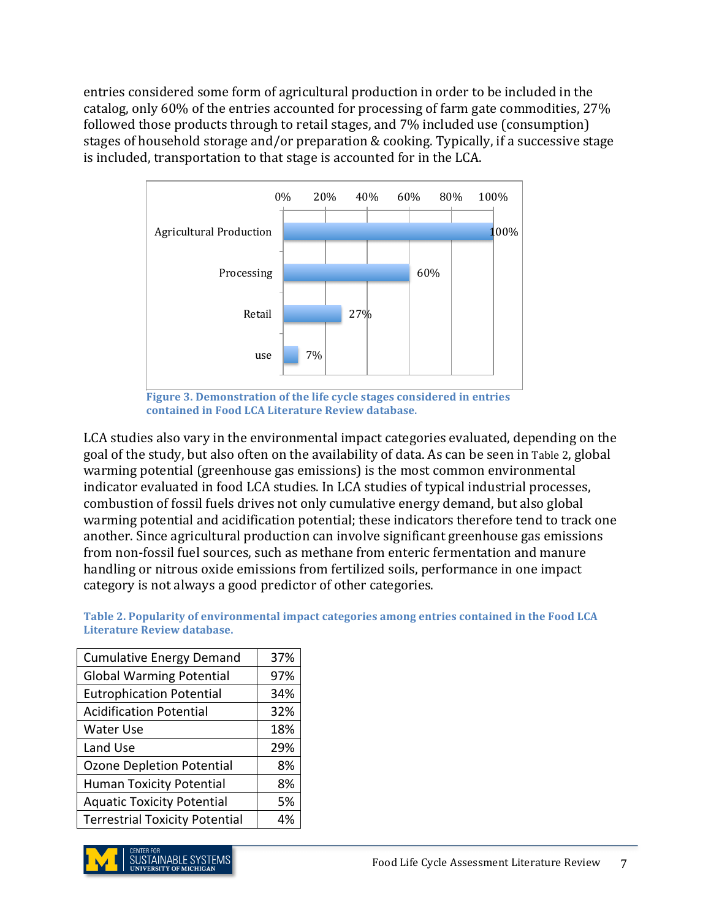entries considered some form of agricultural production in order to be included in the catalog, only 60% of the entries accounted for processing of farm gate commodities, 27% followed those products through to retail stages, and 7% included use (consumption) stages of household storage and/or preparation & cooking. Typically, if a successive stage is included, transportation to that stage is accounted for in the LCA.

| Stage | Percentage |
|---|---|
| Agricultural Production | 100% |
| Processing | 60% |
| Retail | 27% |
| use | 7% |

**Figure 3. Demonstration of the life cycle stages considered in entries contained in Food LCA Literature Review database.**

LCA studies also vary in the environmental impact categories evaluated, depending on the goal of the study, but also often on the availability of data. As can be seen in Table 2, global warming potential (greenhouse gas emissions) is the most common environmental indicator evaluated in food LCA studies. In LCA studies of typical industrial processes, combustion of fossil fuels drives not only cumulative energy demand, but also global warming potential and acidification potential; these indicators therefore tend to track one another. Since agricultural production can involve significant greenhouse gas emissions from non-fossil fuel sources, such as methane from enteric fermentation and manure handling or nitrous oxide emissions from fertilized soils, performance in one impact category is not always a good predictor of other categories.

**Table 2. Popularity of environmental impact categories among entries contained in the Food LCA Literature Review database.**

| Impact Category | Percentage |
|---|---|
| Cumulative Energy Demand | 37% |
| Global Warming Potential | 97% |
| Eutrophication Potential | 34% |
| Acidification Potential | 32% |
| Water Use | 18% |
| Land Use | 29% |
| Ozone Depletion Potential | 8% |
| Human Toxicity Potential | 8% |
| Aquatic Toxicity Potential | 5% |
| Terrestrial Toxicity Potential | 4% |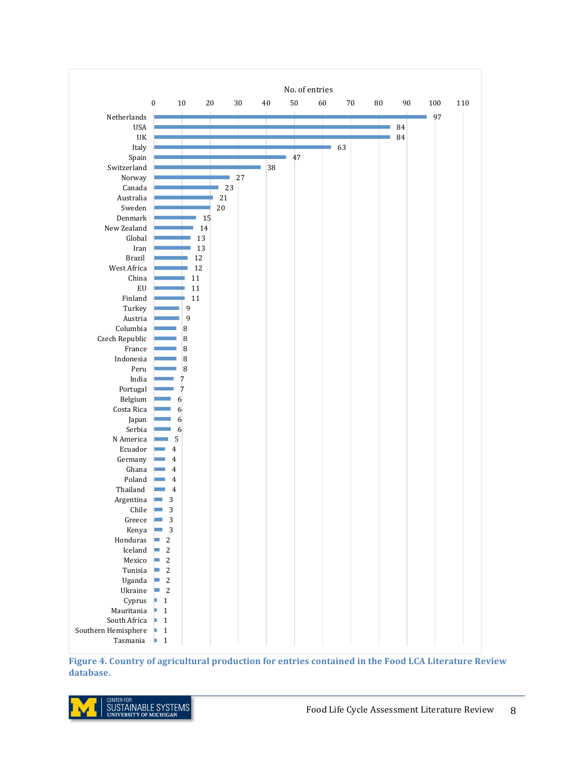| Country | No. of entries |
| --- | --- |
| Netherlands | 97 |
| USA | 84 |
| UK | 84 |
| Italy | 63 |
| Spain | 47 |
| Switzerland | 38 |
| Norway | 27 |
| Canada | 23 |
| Australia | 21 |
| Sweden | 20 |
| Denmark | 15 |
| New Zealand | 14 |
| Global | 13 |
| Iran | 13 |
| Brazil | 12 |
| West Africa | 12 |
| China | 11 |
| EU | 11 |
| Finland | 11 |
| Turkey | 9 |
| Austria | 9 |
| Columbia | 8 |
| Czech Republic | 8 |
| France | 8 |
| Indonesia | 8 |
| Peru | 8 |
| India | 7 |
| Portugal | 7 |
| Belgium | 6 |
| Costa Rica | 6 |
| Japan | 6 |
| Serbia | 6 |
| N America | 5 |
| Ecuador | 4 |
| Germany | 4 |
| Ghana | 4 |
| Poland | 4 |
| Thailand | 4 |
| Argentina | 3 |
| Chile | 3 |
| Greece | 3 |
| Kenya | 3 |
| Honduras | 2 |
| Iceland | 2 |
| Mexico | 2 |
| Tunisia | 2 |
| Uganda | 2 |
| Ukraine | 2 |
| Cyprus | 1 |
| Mauritania | 1 |
| South Africa | 1 |
| Southern Hemisphere | 1 |
| Tasmania | 1 |

**Figure 4. Country of agricultural production for entries contained in the Food LCA Literature Review database.**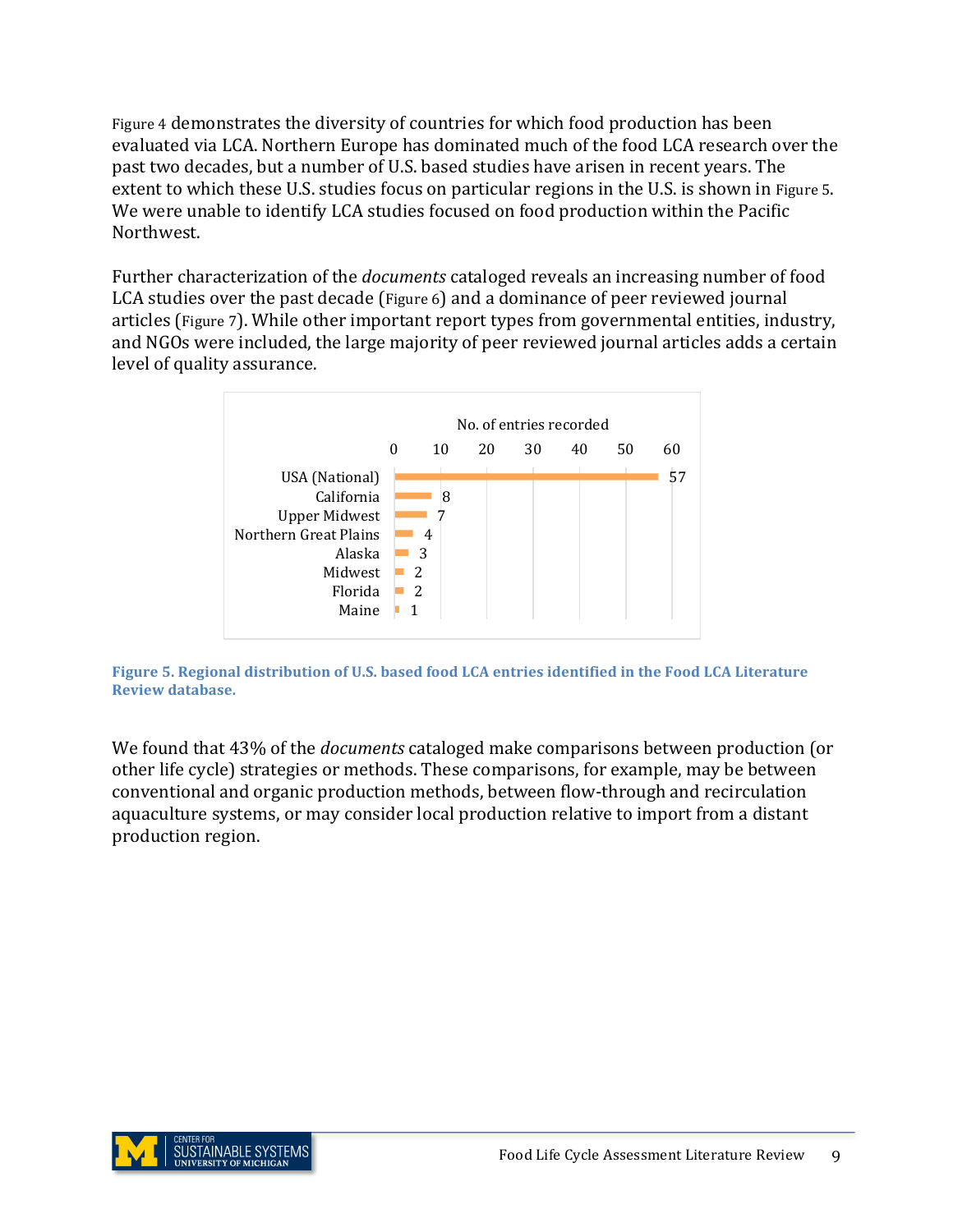Figure 4 demonstrates the diversity of countries for which food production has been evaluated via LCA. Northern Europe has dominated much of the food LCA research over the past two decades, but a number of U.S. based studies have arisen in recent years. The extent to which these U.S. studies focus on particular regions in the U.S. is shown in Figure 5. We were unable to identify LCA studies focused on food production within the Pacific Northwest.

Further characterization of the *documents* cataloged reveals an increasing number of food LCA studies over the past decade (Figure 6) and a dominance of peer reviewed journal articles (Figure 7). While other important report types from governmental entities, industry, and NGOs were included, the large majority of peer reviewed journal articles adds a certain level of quality assurance.

| Region | No. of entries recorded |
| --- | --- |
| USA (National) | 57 |
| California | 8 |
| Upper Midwest | 7 |
| Northern Great Plains | 4 |
| Alaska | 3 |
| Midwest | 2 |
| Florida | 2 |
| Maine | 1 |

**Figure 5. Regional distribution of U.S. based food LCA entries identified in the Food LCA Literature Review database.**

We found that 43% of the *documents* cataloged make comparisons between production (or other life cycle) strategies or methods. These comparisons, for example, may be between conventional and organic production methods, between flow-through and recirculation aquaculture systems, or may consider local production relative to import from a distant production region.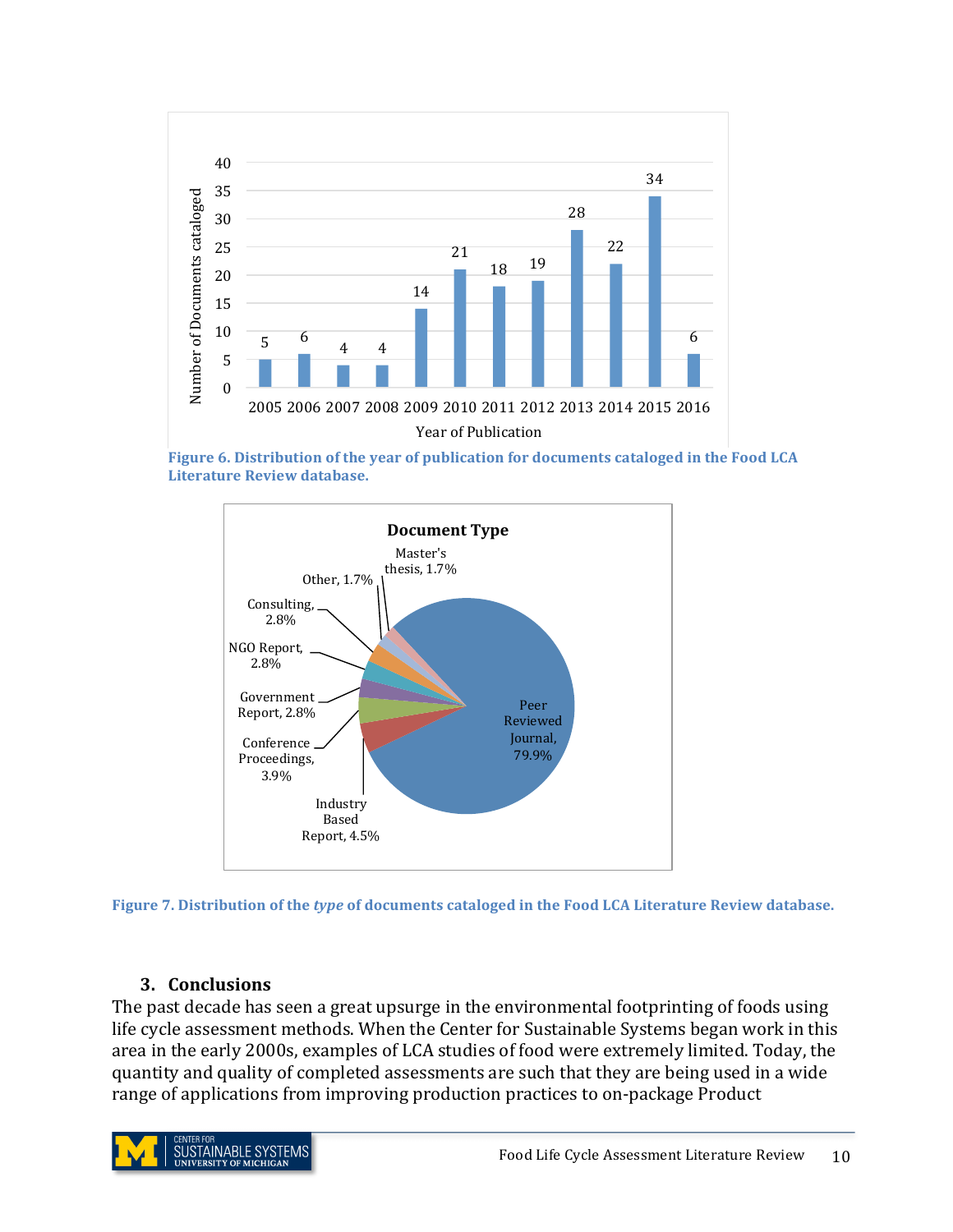Figure 6. Distribution of the year of publication for documents cataloged in the Food LCA Literature Review database.

Figure 7. Distribution of the *type* of documents cataloged in the Food LCA Literature Review database.

## 3. Conclusions

The past decade has seen a great upsurge in the environmental footprinting of foods using life cycle assessment methods. When the Center for Sustainable Systems began work in this area in the early 2000s, examples of LCA studies of food were extremely limited. Today, the quantity and quality of completed assessments are such that they are being used in a wide range of applications from improving production practices to on-package Product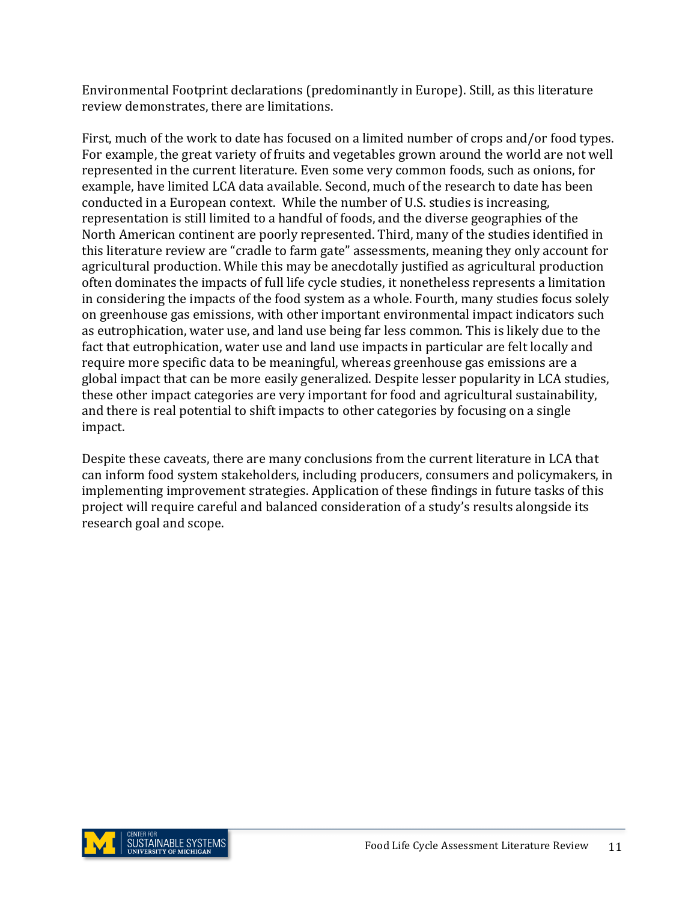Environmental Footprint declarations (predominantly in Europe). Still, as this literature review demonstrates, there are limitations.

First, much of the work to date has focused on a limited number of crops and/or food types. For example, the great variety of fruits and vegetables grown around the world are not well represented in the current literature. Even some very common foods, such as onions, for example, have limited LCA data available. Second, much of the research to date has been conducted in a European context. While the number of U.S. studies is increasing, representation is still limited to a handful of foods, and the diverse geographies of the North American continent are poorly represented. Third, many of the studies identified in this literature review are "cradle to farm gate" assessments, meaning they only account for agricultural production. While this may be anecdotally justified as agricultural production often dominates the impacts of full life cycle studies, it nonetheless represents a limitation in considering the impacts of the food system as a whole. Fourth, many studies focus solely on greenhouse gas emissions, with other important environmental impact indicators such as eutrophication, water use, and land use being far less common. This is likely due to the fact that eutrophication, water use and land use impacts in particular are felt locally and require more specific data to be meaningful, whereas greenhouse gas emissions are a global impact that can be more easily generalized. Despite lesser popularity in LCA studies, these other impact categories are very important for food and agricultural sustainability, and there is real potential to shift impacts to other categories by focusing on a single impact.

Despite these caveats, there are many conclusions from the current literature in LCA that can inform food system stakeholders, including producers, consumers and policymakers, in implementing improvement strategies. Application of these findings in future tasks of this project will require careful and balanced consideration of a study's results alongside its research goal and scope.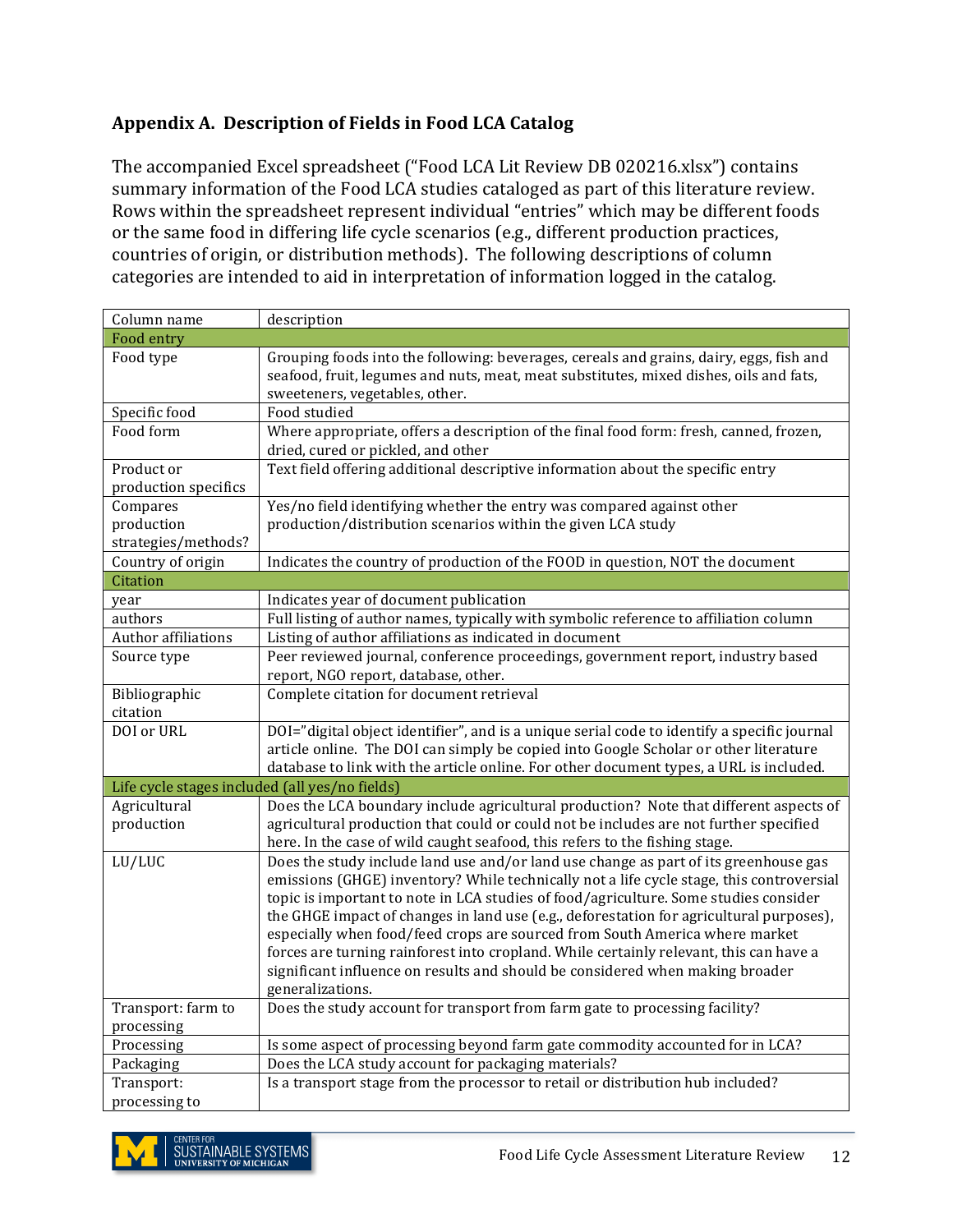## Appendix A. Description of Fields in Food LCA Catalog

The accompanied Excel spreadsheet ("Food LCA Lit Review DB 020216.xlsx") contains summary information of the Food LCA studies cataloged as part of this literature review. Rows within the spreadsheet represent individual "entries" which may be different foods or the same food in differing life cycle scenarios (e.g., different production practices, countries of origin, or distribution methods). The following descriptions of column categories are intended to aid in interpretation of information logged in the catalog.

| Column name | description |
|---|---|
| **Food entry** | |
| Food type | Grouping foods into the following: beverages, cereals and grains, dairy, eggs, fish and seafood, fruit, legumes and nuts, meat, meat substitutes, mixed dishes, oils and fats, sweeteners, vegetables, other. |
| Specific food | Food studied |
| Food form | Where appropriate, offers a description of the final food form: fresh, canned, frozen, dried, cured or pickled, and other |
| Product or production specifics | Text field offering additional descriptive information about the specific entry |
| Compares production strategies/methods? | Yes/no field identifying whether the entry was compared against other production/distribution scenarios within the given LCA study |
| Country of origin | Indicates the country of production of the FOOD in question, NOT the document |
| **Citation** | |
| year | Indicates year of document publication |
| authors | Full listing of author names, typically with symbolic reference to affiliation column |
| Author affiliations | Listing of author affiliations as indicated in document |
| Source type | Peer reviewed journal, conference proceedings, government report, industry based report, NGO report, database, other. |
| Bibliographic citation | Complete citation for document retrieval |
| DOI or URL | DOI="digital object identifier", and is a unique serial code to identify a specific journal article online. The DOI can simply be copied into Google Scholar or other literature database to link with the article online. For other document types, a URL is included. |
| **Life cycle stages included (all yes/no fields)** | |
| Agricultural production | Does the LCA boundary include agricultural production? Note that different aspects of agricultural production that could or could not be includes are not further specified here. In the case of wild caught seafood, this refers to the fishing stage. |
| LU/LUC | Does the study include land use and/or land use change as part of its greenhouse gas emissions (GHGE) inventory? While technically not a life cycle stage, this controversial topic is important to note in LCA studies of food/agriculture. Some studies consider the GHGE impact of changes in land use (e.g., deforestation for agricultural purposes), especially when food/feed crops are sourced from South America where market forces are turning rainforest into cropland. While certainly relevant, this can have a significant influence on results and should be considered when making broader generalizations. |
| Transport: farm to processing | Does the study account for transport from farm gate to processing facility? |
| Processing | Is some aspect of processing beyond farm gate commodity accounted for in LCA? |
| Packaging | Does the LCA study account for packaging materials? |
| Transport: processing to | Is a transport stage from the processor to retail or distribution hub included? |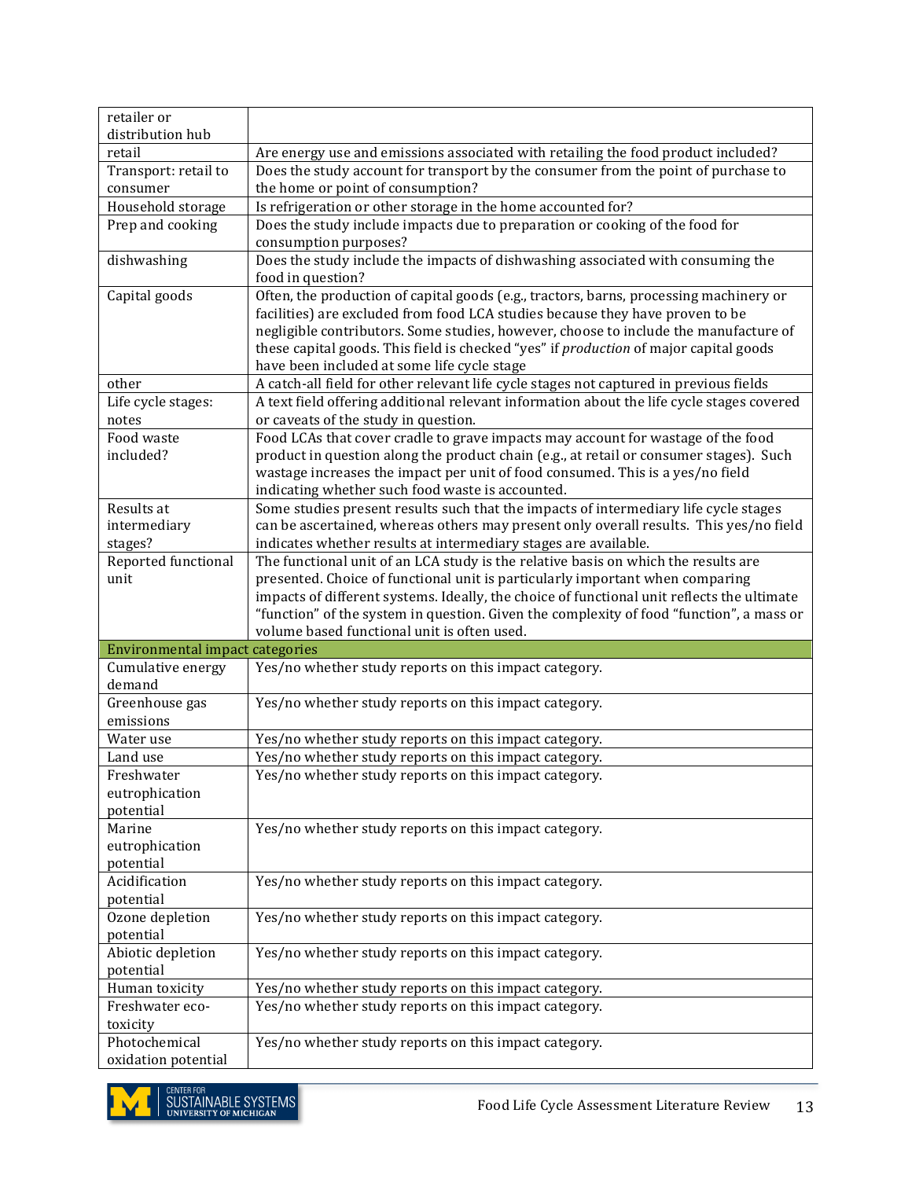| | |
|---|---|
| retailer or distribution hub | |
| retail | Are energy use and emissions associated with retailing the food product included? |
| Transport: retail to consumer | Does the study account for transport by the consumer from the point of purchase to the home or point of consumption? |
| Household storage | Is refrigeration or other storage in the home accounted for? |
| Prep and cooking | Does the study include impacts due to preparation or cooking of the food for consumption purposes? |
| dishwashing | Does the study include the impacts of dishwashing associated with consuming the food in question? |
| Capital goods | Often, the production of capital goods (e.g., tractors, barns, processing machinery or facilities) are excluded from food LCA studies because they have proven to be negligible contributors. Some studies, however, choose to include the manufacture of these capital goods. This field is checked "yes" if *production* of major capital goods have been included at some life cycle stage |
| other | A catch-all field for other relevant life cycle stages not captured in previous fields |
| Life cycle stages: notes | A text field offering additional relevant information about the life cycle stages covered or caveats of the study in question. |
| Food waste included? | Food LCAs that cover cradle to grave impacts may account for wastage of the food product in question along the product chain (e.g., at retail or consumer stages). Such wastage increases the impact per unit of food consumed. This is a yes/no field indicating whether such food waste is accounted. |
| Results at intermediary stages? | Some studies present results such that the impacts of intermediary life cycle stages can be ascertained, whereas others may present only overall results. This yes/no field indicates whether results at intermediary stages are available. |
| Reported functional unit | The functional unit of an LCA study is the relative basis on which the results are presented. Choice of functional unit is particularly important when comparing impacts of different systems. Ideally, the choice of functional unit reflects the ultimate "function" of the system in question. Given the complexity of food "function", a mass or volume based functional unit is often used. |
| **Environmental impact categories** | |
| Cumulative energy demand | Yes/no whether study reports on this impact category. |
| Greenhouse gas emissions | Yes/no whether study reports on this impact category. |
| Water use | Yes/no whether study reports on this impact category. |
| Land use | Yes/no whether study reports on this impact category. |
| Freshwater eutrophication potential | Yes/no whether study reports on this impact category. |
| Marine eutrophication potential | Yes/no whether study reports on this impact category. |
| Acidification potential | Yes/no whether study reports on this impact category. |
| Ozone depletion potential | Yes/no whether study reports on this impact category. |
| Abiotic depletion potential | Yes/no whether study reports on this impact category. |
| Human toxicity | Yes/no whether study reports on this impact category. |
| Freshwater eco-toxicity | Yes/no whether study reports on this impact category. |
| Photochemical oxidation potential | Yes/no whether study reports on this impact category. |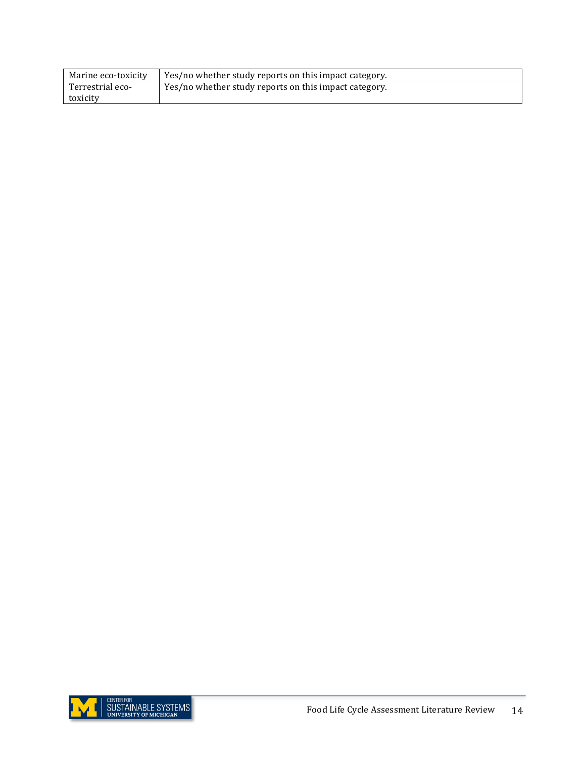| | |
|---|---|
| Marine eco-toxicity | Yes/no whether study reports on this impact category. |
| Terrestrial eco-toxicity | Yes/no whether study reports on this impact category. |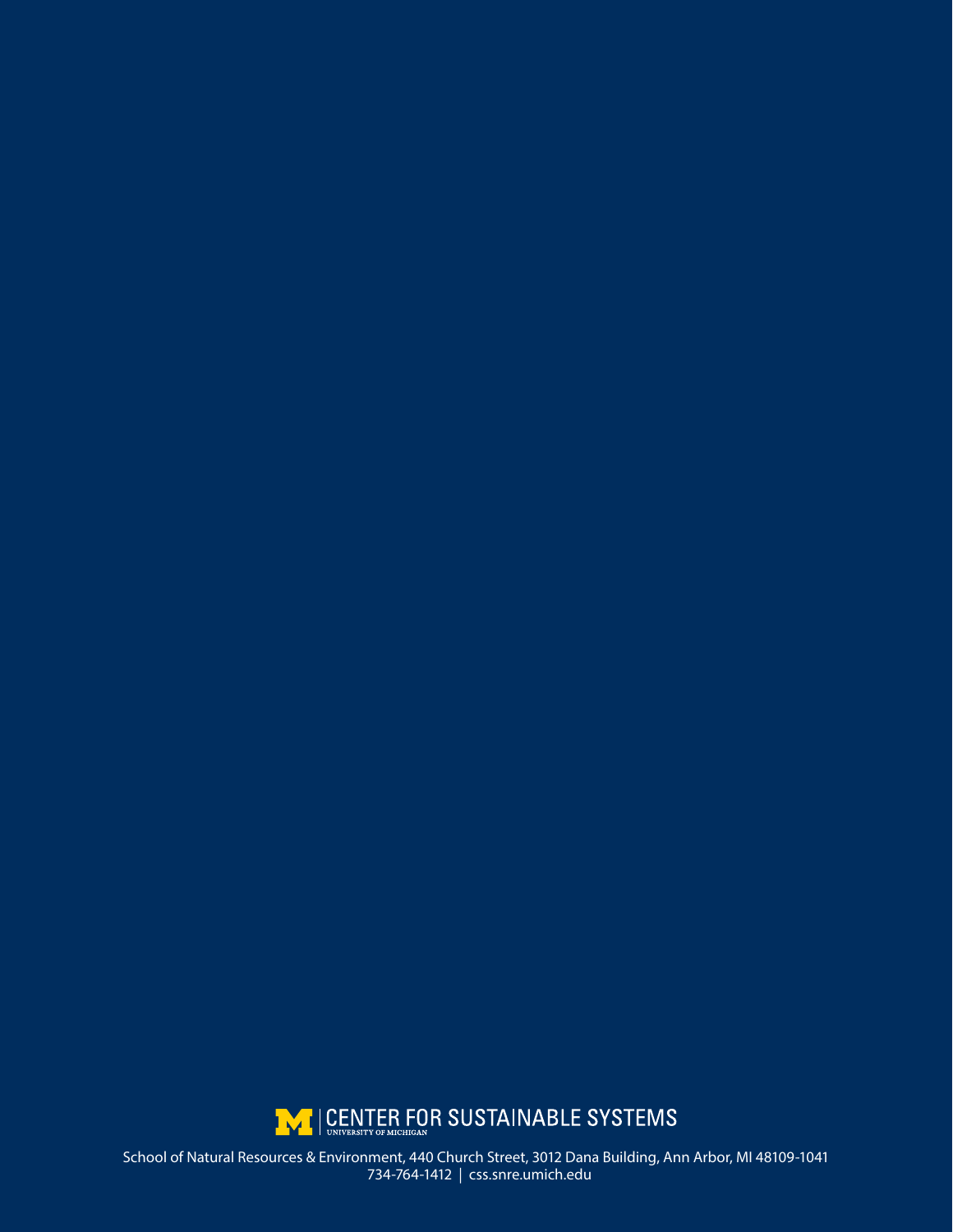CENTER FOR SUSTAINABLE SYSTEMS

UNIVERSITY OF MICHIGAN

School of Natural Resources & Environment, 440 Church Street, 3012 Dana Building, Ann Arbor, MI 48109-1041

734-764-1412 | css.snre.umich.edu